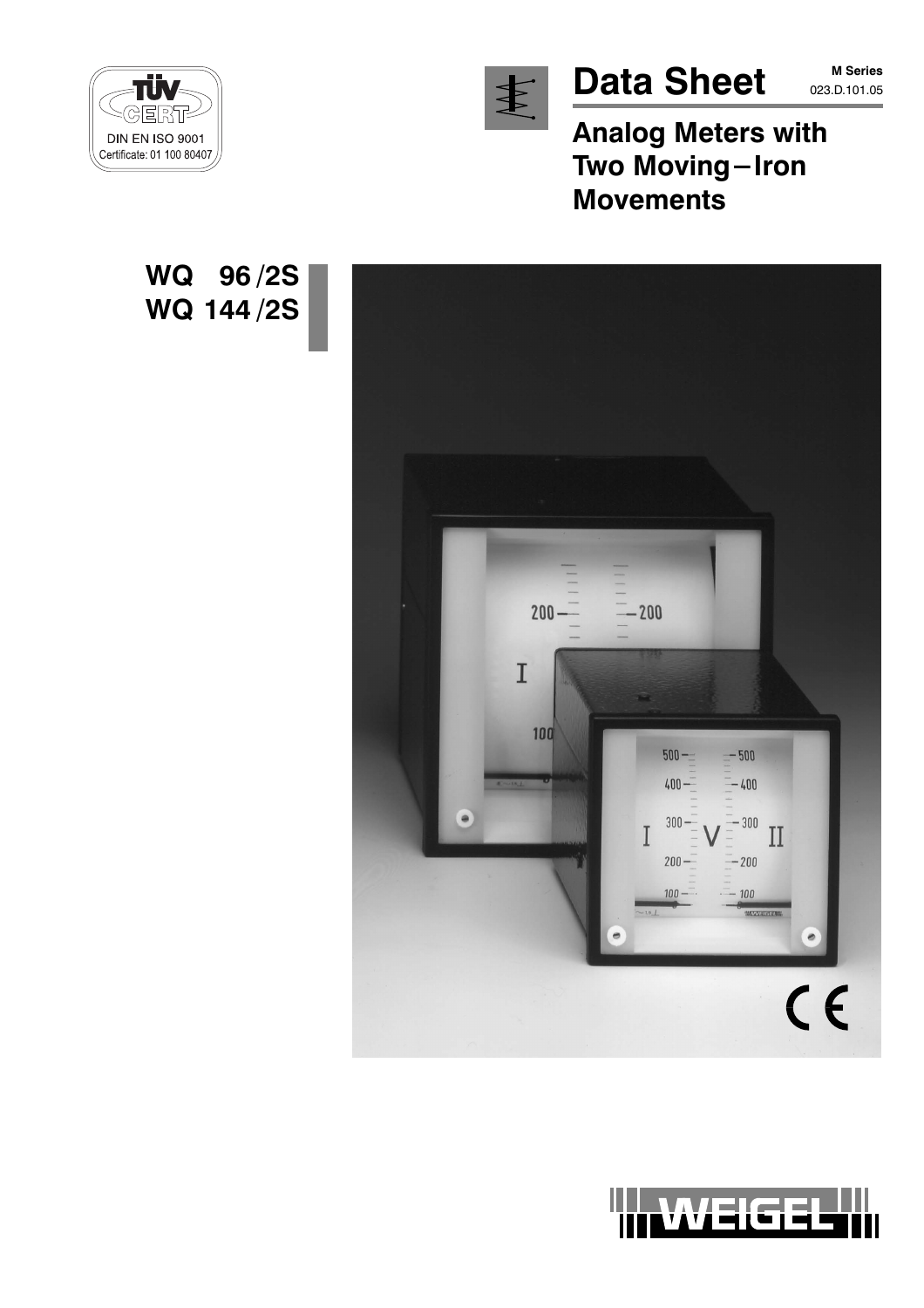TÜV CERT
DIN EN ISO 9001
Certificate: 01 100 80407

# Data Sheet

**M Series**
023.D.101.05

## Analog Meters with Two Moving−Iron Movements

**WQ 96 /2S**
**WQ 144 /2S**

WEIGEL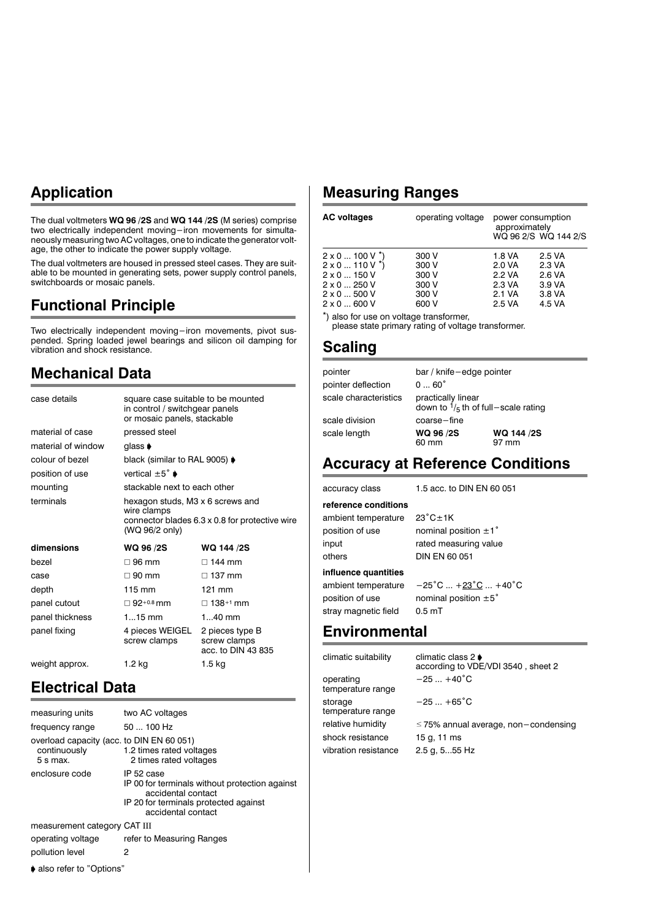## Application

The dual voltmeters **WQ 96 /2S** and **WQ 144 /2S** (M series) comprise two electrically independent moving−iron movements for simultaneously measuring two AC voltages, one to indicate the generator voltage, the other to indicate the power supply voltage.

The dual voltmeters are housed in pressed steel cases. They are suitable to be mounted in generating sets, power supply control panels, switchboards or mosaic panels.

## Functional Principle

Two electrically independent moving−iron movements, pivot suspended. Spring loaded jewel bearings and silicon oil damping for vibration and shock resistance.

## Mechanical Data

| | | |
|---|---|---|
| case details | square case suitable to be mounted in control / switchgear panels or mosaic panels, stackable | |
| material of case | pressed steel | |
| material of window | glass ➧ | |
| colour of bezel | black (similar to RAL 9005) ➧ | |
| position of use | vertical ±5° ➧ | |
| mounting | stackable next to each other | |
| terminals | hexagon studs, M3 x 6 screws and wire clamps<br>connector blades 6.3 x 0.8 for protective wire (WQ 96/2 only) | |
| **dimensions** | **WQ 96 /2S** | **WQ 144 /2S** |
| bezel | □ 96 mm | □ 144 mm |
| case | □ 90 mm | □ 137 mm |
| depth | 115 mm | 121 mm |
| panel cutout | □ $92^{+0.8}$ mm | □ $138^{+1}$ mm |
| panel thickness | 1...15 mm | 1...40 mm |
| panel fixing | 4 pieces WEIGEL screw clamps | 2 pieces type B screw clamps acc. to DIN 43 835 |
| weight approx. | 1.2 kg | 1.5 kg |

## Electrical Data

| | |
|---|---|
| measuring units | two AC voltages |
| frequency range | 50 ... 100 Hz |
| overload capacity (acc. to DIN EN 60 051) | |
| continuously | 1.2 times rated voltages |
| 5 s max. | 2 times rated voltages |
| enclosure code | IP 52 case<br>IP 00 for terminals without protection against accidental contact<br>IP 20 for terminals protected against accidental contact |
| measurement category | CAT III |
| operating voltage | refer to Measuring Ranges |
| pollution level | 2 |

➧ also refer to "Options"

## Measuring Ranges

| AC voltages | operating voltage | power consumption approximately WQ 96 2/S | WQ 144 2/S |
|---|---|---|---|
| 2 x 0 ... 100 V *) | 300 V | 1.8 VA | 2.5 VA |
| 2 x 0 ... 110 V *) | 300 V | 2.0 VA | 2.3 VA |
| 2 x 0 ... 150 V | 300 V | 2.2 VA | 2.6 VA |
| 2 x 0 ... 250 V | 300 V | 2.3 VA | 3.9 VA |
| 2 x 0 ... 500 V | 300 V | 2.1 VA | 3.8 VA |
| 2 x 0 ... 600 V | 600 V | 2.5 VA | 4.5 VA |

*) also for use on voltage transformer, please state primary rating of voltage transformer.

## Scaling

| | | |
|---|---|---|
| pointer | bar / knife−edge pointer | |
| pointer deflection | 0 ... 60° | |
| scale characteristics | practically linear down to $^{1}/_{5}$ th of full−scale rating | |
| scale division | coarse−fine | |
| scale length | **WQ 96 /2S**<br>60 mm | **WQ 144 /2S**<br>97 mm |

## Accuracy at Reference Conditions

| | |
|---|---|
| accuracy class | 1.5 acc. to DIN EN 60 051 |
| **reference conditions** | |
| ambient temperature | 23°C±1K |
| position of use | nominal position ±1° |
| input | rated measuring value |
| others | DIN EN 60 051 |
| **influence quantities** | |
| ambient temperature | −25°C ... +23°C ... +40°C |
| position of use | nominal position ±5° |
| stray magnetic field | 0.5 mT |

## Environmental

| | |
|---|---|
| climatic suitability | climatic class 2 ➧ according to VDE/VDI 3540 , sheet 2 |
| operating temperature range | −25 ... +40°C |
| storage temperature range | −25 ... +65°C |
| relative humidity | ≤ 75% annual average, non−condensing |
| shock resistance | 15 g, 11 ms |
| vibration resistance | 2.5 g, 5...55 Hz |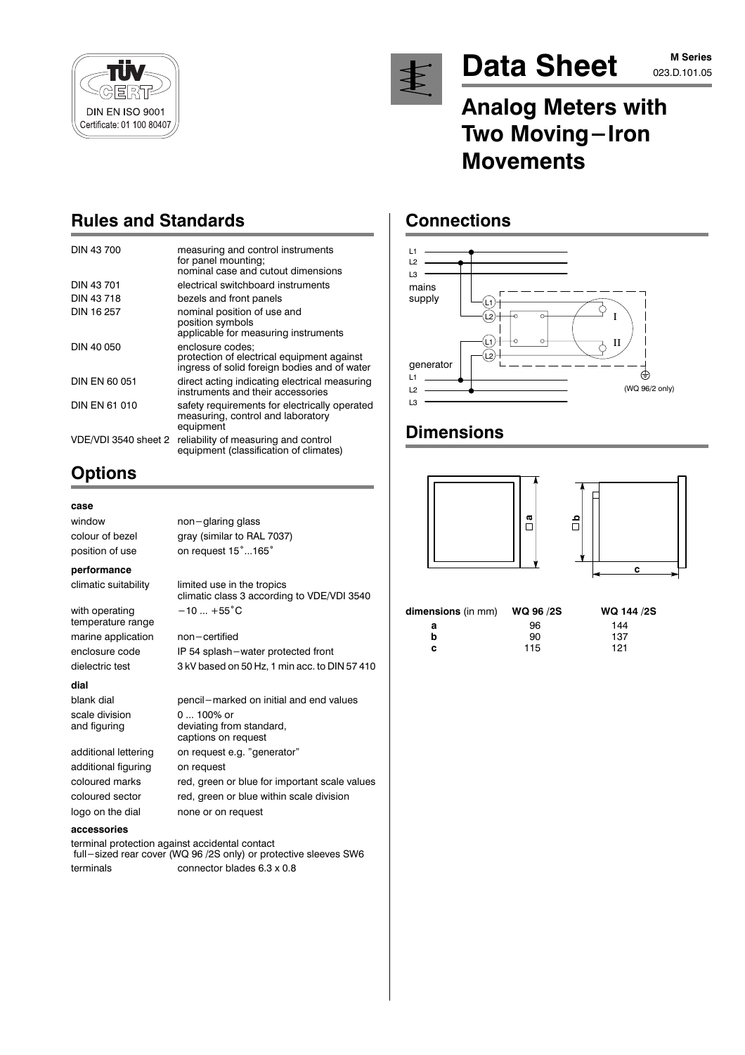TÜV CERT
DIN EN ISO 9001
Certificate: 01 100 80407

# Data Sheet

M Series
023.D.101.05

## Analog Meters with Two Moving−Iron Movements

## Rules and Standards

| | |
|---|---|
| DIN 43 700 | measuring and control instruments for panel mounting; nominal case and cutout dimensions |
| DIN 43 701 | electrical switchboard instruments |
| DIN 43 718 | bezels and front panels |
| DIN 16 257 | nominal position of use and position symbols applicable for measuring instruments |
| DIN 40 050 | enclosure codes; protection of electrical equipment against ingress of solid foreign bodies and of water |
| DIN EN 60 051 | direct acting indicating electrical measuring instruments and their accessories |
| DIN EN 61 010 | safety requirements for electrically operated measuring, control and laboratory equipment |
| VDE/VDI 3540 sheet 2 | reliability of measuring and control equipment (classification of climates) |

## Options

**case**

| | |
|---|---|
| window | non−glaring glass |
| colour of bezel | gray (similar to RAL 7037) |
| position of use | on request 15°...165° |

**performance**

| | |
|---|---|
| climatic suitability | limited use in the tropics climatic class 3 according to VDE/VDI 3540 |
| with operating temperature range | −10 ... +55°C |
| marine application | non−certified |
| enclosure code | IP 54 splash−water protected front |
| dielectric test | 3 kV based on 50 Hz, 1 min acc. to DIN 57 410 |

**dial**

| | |
|---|---|
| blank dial | pencil−marked on initial and end values |
| scale division and figuring | 0 ... 100% or deviating from standard, captions on request |
| additional lettering | on request e.g. "generator" |
| additional figuring | on request |
| coloured marks | red, green or blue for important scale values |
| coloured sector | red, green or blue within scale division |
| logo on the dial | none or on request |

**accessories**

terminal protection against accidental contact
full−sized rear cover (WQ 96 /2S only) or protective sleeves SW6

| | |
|---|---|
| terminals | connector blades 6.3 x 0.8 |

## Connections

L1
L2
L3
mains supply
L1
L2
L1
L2
I
II
generator
L1
L2
L3
(WQ 96/2 only)

## Dimensions

□a
□b
c

| dimensions (in mm) | WQ 96 /2S | WQ 144 /2S |
|---|---|---|
| a | 96 | 144 |
| b | 90 | 137 |
| c | 115 | 121 |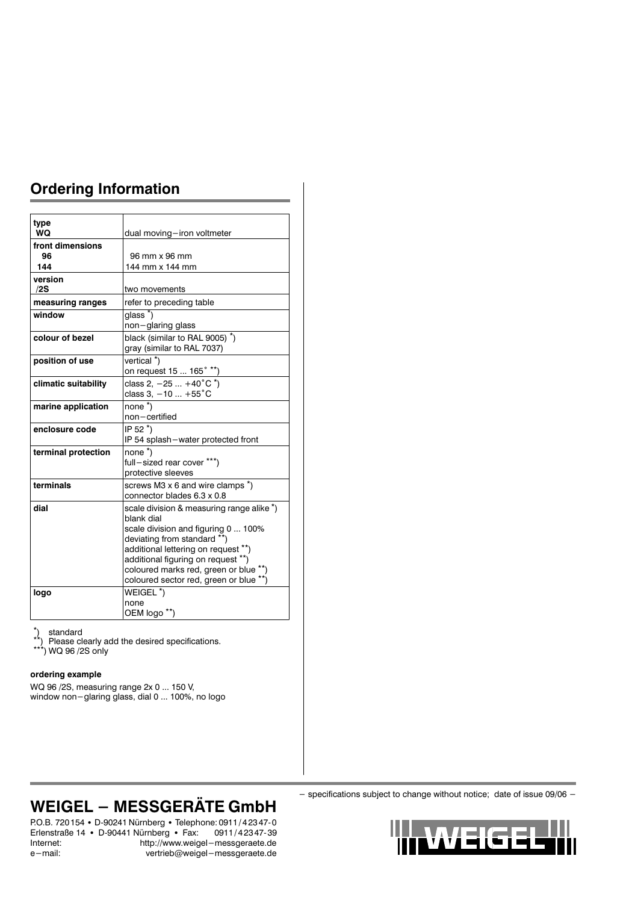## Ordering Information

| | |
|---|---|
| **type**<br>**WQ** | dual moving−iron voltmeter |
| **front dimensions**<br>**96**<br>**144** | 96 mm x 96 mm<br>144 mm x 144 mm |
| **version**<br>**/2S** | two movements |
| **measuring ranges** | refer to preceding table |
| **window** | glass *)<br>non−glaring glass |
| **colour of bezel** | black (similar to RAL 9005) *)<br>gray (similar to RAL 7037) |
| **position of use** | vertical *)<br>on request 15 ... 165° **) |
| **climatic suitability** | class 2, −25 ... +40°C *)<br>class 3, −10 ... +55°C |
| **marine application** | none *)<br>non−certified |
| **enclosure code** | IP 52 *)<br>IP 54 splash−water protected front |
| **terminal protection** | none *)<br>full−sized rear cover ***)<br>protective sleeves |
| **terminals** | screws M3 x 6 and wire clamps *)<br>connector blades 6.3 x 0.8 |
| **dial** | scale division & measuring range alike *)<br>blank dial<br>scale division and figuring 0 ... 100%<br>deviating from standard **)<br>additional lettering on request **)<br>additional figuring on request **)<br>coloured marks red, green or blue **)<br>coloured sector red, green or blue **) |
| **logo** | WEIGEL *)<br>none<br>OEM logo **) |

*) standard
**) Please clearly add the desired specifications.
***) WQ 96 /2S only

**ordering example**

WQ 96 /2S, measuring range 2x 0 ... 150 V,
window non−glaring glass, dial 0 ... 100%, no logo

– specifications subject to change without notice; date of issue 09/06 –

## WEIGEL – MESSGERÄTE GmbH

P.O.B. 720154 • D-90241 Nürnberg • Telephone: 0911 / 42347-0
Erlenstraße 14 • D-90441 Nürnberg • Fax: 0911 / 42347-39
Internet: http://www.weigel−messgeraete.de
e−mail: vertrieb@weigel−messgeraete.de

WEIGEL